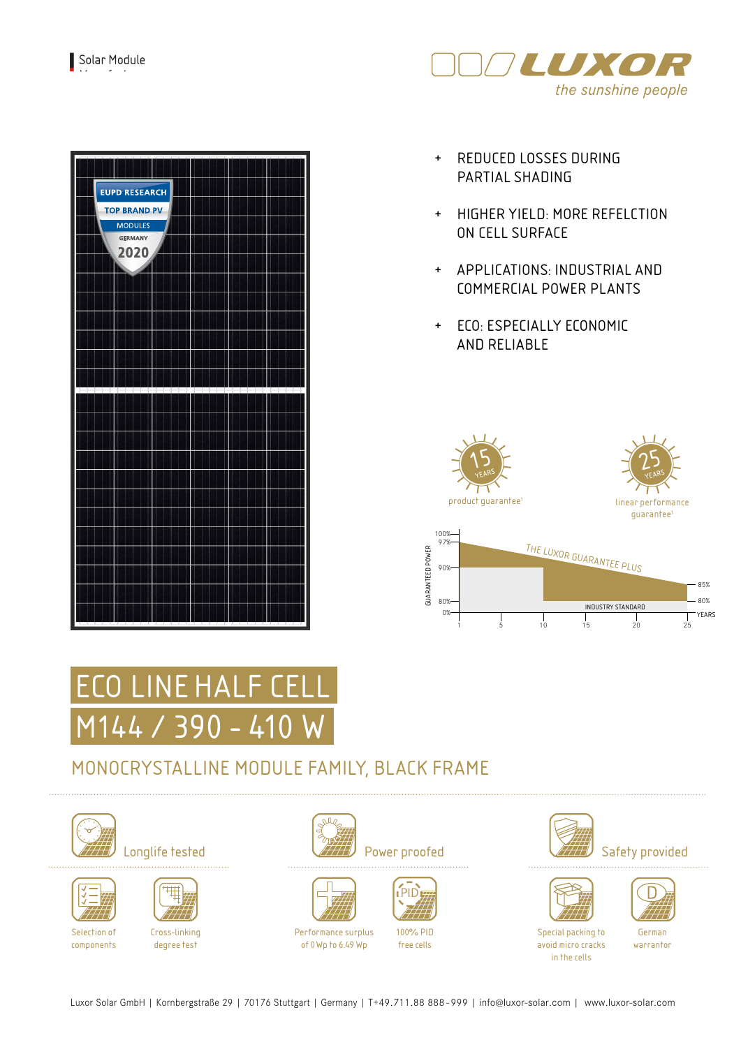Solar Module

LUXOR
*the sunshine people*

- REDUCED LOSSES DURING PARTIAL SHADING
- HIGHER YIELD: MORE REFELCTION ON CELL SURFACE
- APPLICATIONS: INDUSTRIAL AND COMMERCIAL POWER PLANTS
- ECO: ESPECIALLY ECONOMIC AND RELIABLE

15 YEARS product guarantee[1]

25 YEARS linear performance guarantee[1]

THE LUXOR GUARANTEE PLUS

INDUSTRY STANDARD

# ECO LINE HALF CELL
# M144 / 390 - 410 W

## MONOCRYSTALLINE MODULE FAMILY, BLACK FRAME

### Longlife tested

- Selection of components
- Cross-linking degree test

### Power proofed

- Performance surplus of 0 Wp to 6.49 Wp
- 100% PID free cells

### Safety provided

- Special packing to avoid micro cracks in the cells
- German warrantor

Luxor Solar GmbH | Kornbergstraße 29 | 70176 Stuttgart | Germany | T+49.711.88 888-999 | info@luxor-solar.com | www.luxor-solar.com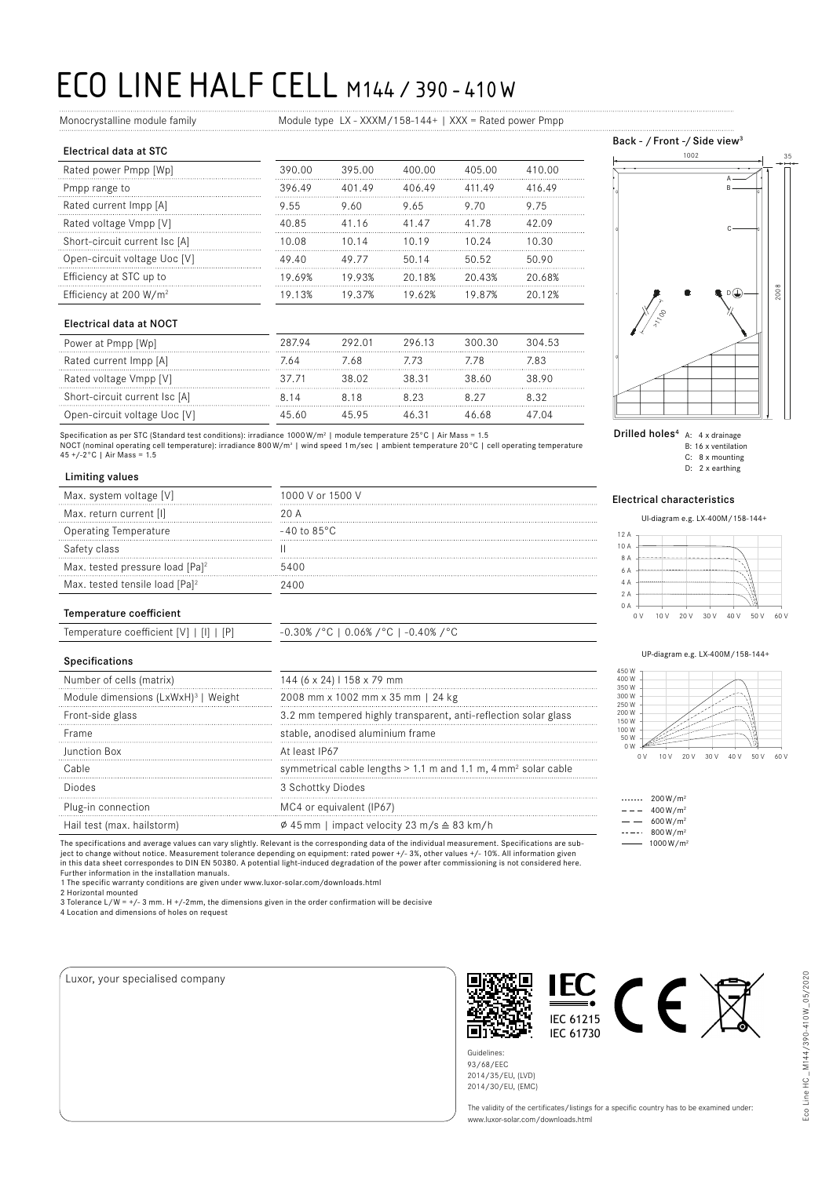# ECO LINE HALF CELL M144 / 390 - 410 W

Monocrystalline module family

Module type LX - XXXM/158-144+ | XXX = Rated power Pmpp

### Electrical data at STC

| | | | | | |
|---|---|---|---|---|---|
| Rated power Pmpp [Wp] | 390.00 | 395.00 | 400.00 | 405.00 | 410.00 |
| Pmpp range to | 396.49 | 401.49 | 406.49 | 411.49 | 416.49 |
| Rated current Impp [A] | 9.55 | 9.60 | 9.65 | 9.70 | 9.75 |
| Rated voltage Vmpp [V] | 40.85 | 41.16 | 41.47 | 41.78 | 42.09 |
| Short-circuit current Isc [A] | 10.08 | 10.14 | 10.19 | 10.24 | 10.30 |
| Open-circuit voltage Uoc [V] | 49.40 | 49.77 | 50.14 | 50.52 | 50.90 |
| Efficiency at STC up to | 19.69% | 19.93% | 20.18% | 20.43% | 20.68% |
| Efficiency at 200 W/m² | 19.13% | 19.37% | 19.62% | 19.87% | 20.12% |

### Electrical data at NOCT

| | | | | | |
|---|---|---|---|---|---|
| Power at Pmpp [Wp] | 287.94 | 292.01 | 296.13 | 300.30 | 304.53 |
| Rated current Impp [A] | 7.64 | 7.68 | 7.73 | 7.78 | 7.83 |
| Rated voltage Vmpp [V] | 37.71 | 38.02 | 38.31 | 38.60 | 38.90 |
| Short-circuit current Isc [A] | 8.14 | 8.18 | 8.23 | 8.27 | 8.32 |
| Open-circuit voltage Uoc [V] | 45.60 | 45.95 | 46.31 | 46.68 | 47.04 |

Specification as per STC (Standard test conditions): irradiance 1000 W/m² | module temperature 25°C | Air Mass = 1.5
NOCT (nominal operating cell temperature): irradiance 800 W/m² | wind speed 1 m/sec | ambient temperature 20°C | cell operating temperature 45 +/-2°C | Air Mass = 1.5

### Limiting values

| | |
|---|---|
| Max. system voltage [V] | 1000 V or 1500 V |
| Max. return current [I] | 20 A |
| Operating Temperature | -40 to 85°C |
| Safety class | II |
| Max. tested pressure load [Pa][2] | 5400 |
| Max. tested tensile load [Pa][2] | 2400 |

### Temperature coefficient

| | |
|---|---|
| Temperature coefficient [V] \| [I] \| [P] | -0.30% /°C \| 0.06% /°C \| -0.40% /°C |

### Specifications

| | |
|---|---|
| Number of cells (matrix) | 144 (6 x 24) I 158 x 79 mm |
| Module dimensions (LxWxH)[3] \| Weight | 2008 mm x 1002 mm x 35 mm \| 24 kg |
| Front-side glass | 3.2 mm tempered highly transparent, anti-reflection solar glass |
| Frame | stable, anodised aluminium frame |
| Junction Box | At least IP67 |
| Cable | symmetrical cable lengths > 1.1 m and 1.1 m, 4 mm² solar cable |
| Diodes | 3 Schottky Diodes |
| Plug-in connection | MC4 or equivalent (IP67) |
| Hail test (max. hailstorm) | Ø 45 mm \| impact velocity 23 m/s ≙ 83 km/h |

The specifications and average values can vary slightly. Relevant is the corresponding data of the individual measurement. Specifications are subject to change without notice. Measurement tolerance depending on equipment: rated power +/- 3%, other values +/- 10%. All information given in this data sheet correspondes to DIN EN 50380. A potential light-induced degradation of the power after commissioning is not considered here. Further information in the installation manuals.

1 The specific warranty conditions are given under www.luxor-solar.com/downloads.html
2 Horizontal mounted
3 Tolerance L/W = +/- 3 mm. H +/-2mm, the dimensions given in the order confirmation will be decisive
4 Location and dimensions of holes on request

### Back - / Front -/ Side view[3]

1002
35
2008
A
B
C
D
>1100

**Drilled holes[4]**
A: 4 x drainage
B: 16 x ventilation
C: 8 x mounting
D: 2 x earthing

### Electrical characteristics

UI-diagram e.g. LX-400M/158-144+

12 A
10 A
8 A
6 A
4 A
2 A
0 A
0 V 10 V 20 V 30 V 40 V 50 V 60 V

UP-diagram e.g. LX-400M/158-144+

450 W
400 W
350 W
300 W
250 W
200 W
150 W
100 W
50 W
0 W
0 V 10 V 20 V 30 V 40 V 50 V 60 V

200 W/m²
400 W/m²
600 W/m²
800 W/m²
1000 W/m²

Luxor, your specialised company

IEC
IEC 61215
IEC 61730

Guidelines:
93/68/EEC
2014/35/EU, (LVD)
2014/30/EU, (EMC)

The validity of the certificates/listings for a specific country has to be examined under: www.luxor-solar.com/downloads.html

Eco Line HC_ M144/390-410W_05/2020